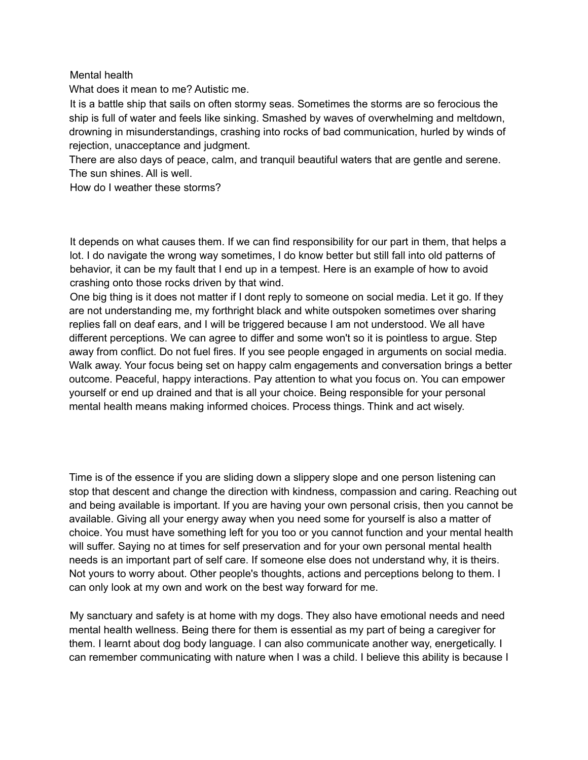Mental health

What does it mean to me? Autistic me.

It is a battle ship that sails on often stormy seas. Sometimes the storms are so ferocious the ship is full of water and feels like sinking. Smashed by waves of overwhelming and meltdown, drowning in misunderstandings, crashing into rocks of bad communication, hurled by winds of rejection, unacceptance and judgment.

There are also days of peace, calm, and tranquil beautiful waters that are gentle and serene. The sun shines. All is well.

How do I weather these storms?

It depends on what causes them. If we can find responsibility for our part in them, that helps a lot. I do navigate the wrong way sometimes, I do know better but still fall into old patterns of behavior, it can be my fault that I end up in a tempest. Here is an example of how to avoid crashing onto those rocks driven by that wind.

One big thing is it does not matter if I dont reply to someone on social media. Let it go. If they are not understanding me, my forthright black and white outspoken sometimes over sharing replies fall on deaf ears, and I will be triggered because I am not understood. We all have different perceptions. We can agree to differ and some won't so it is pointless to argue. Step away from conflict. Do not fuel fires. If you see people engaged in arguments on social media. Walk away. Your focus being set on happy calm engagements and conversation brings a better outcome. Peaceful, happy interactions. Pay attention to what you focus on. You can empower yourself or end up drained and that is all your choice. Being responsible for your personal mental health means making informed choices. Process things. Think and act wisely.

Time is of the essence if you are sliding down a slippery slope and one person listening can stop that descent and change the direction with kindness, compassion and caring. Reaching out and being available is important. If you are having your own personal crisis, then you cannot be available. Giving all your energy away when you need some for yourself is also a matter of choice. You must have something left for you too or you cannot function and your mental health will suffer. Saying no at times for self preservation and for your own personal mental health needs is an important part of self care. If someone else does not understand why, it is theirs. Not yours to worry about. Other people's thoughts, actions and perceptions belong to them. I can only look at my own and work on the best way forward for me.

My sanctuary and safety is at home with my dogs. They also have emotional needs and need mental health wellness. Being there for them is essential as my part of being a caregiver for them. I learnt about dog body language. I can also communicate another way, energetically. I can remember communicating with nature when I was a child. I believe this ability is because I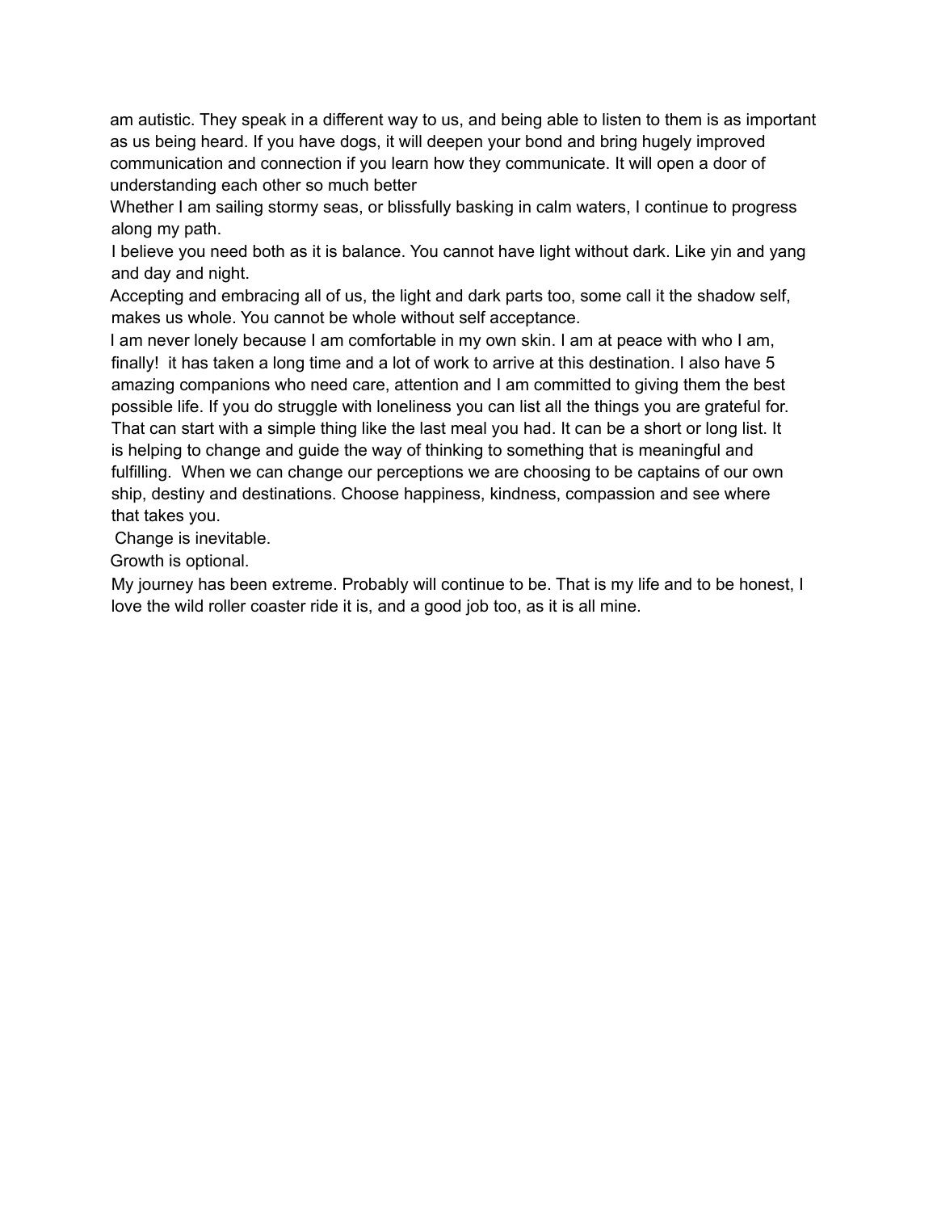am autistic. They speak in a different way to us, and being able to listen to them is as important as us being heard. If you have dogs, it will deepen your bond and bring hugely improved communication and connection if you learn how they communicate. It will open a door of understanding each other so much better

Whether I am sailing stormy seas, or blissfully basking in calm waters, I continue to progress along my path.

I believe you need both as it is balance. You cannot have light without dark. Like yin and yang and day and night.

Accepting and embracing all of us, the light and dark parts too, some call it the shadow self, makes us whole. You cannot be whole without self acceptance.

I am never lonely because I am comfortable in my own skin. I am at peace with who I am, finally! it has taken a long time and a lot of work to arrive at this destination. I also have 5 amazing companions who need care, attention and I am committed to giving them the best possible life. If you do struggle with loneliness you can list all the things you are grateful for. That can start with a simple thing like the last meal you had. It can be a short or long list. It is helping to change and guide the way of thinking to something that is meaningful and fulfilling. When we can change our perceptions we are choosing to be captains of our own ship, destiny and destinations. Choose happiness, kindness, compassion and see where that takes you.

Change is inevitable.

Growth is optional.

My journey has been extreme. Probably will continue to be. That is my life and to be honest, I love the wild roller coaster ride it is, and a good job too, as it is all mine.